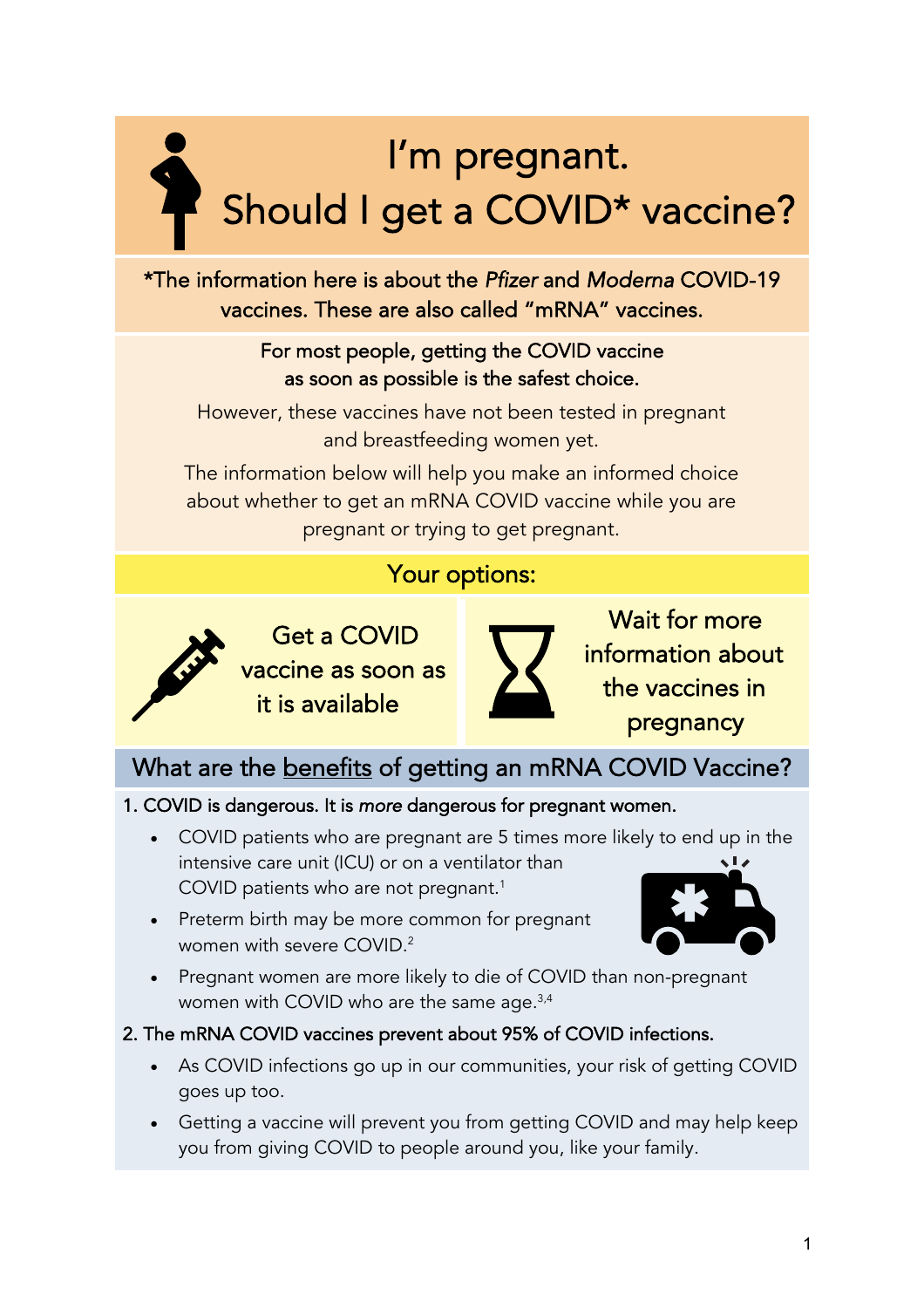# I'm pregnant. Should I get a COVID* vaccine?

*The information here is about the *Pfizer* and *Moderna* COVID-19 vaccines. These are also called "mRNA" vaccines.

For most people, getting the COVID vaccine as soon as possible is the safest choice.

However, these vaccines have not been tested in pregnant and breastfeeding women yet.

The information below will help you make an informed choice about whether to get an mRNA COVID vaccine while you are pregnant or trying to get pregnant.

## Your options:

- Get a COVID vaccine as soon as it is available
- Wait for more information about the vaccines in pregnancy

## What are the benefits of getting an mRNA COVID Vaccine?

**1. COVID is dangerous. It is *more* dangerous for pregnant women.**

- COVID patients who are pregnant are 5 times more likely to end up in the intensive care unit (ICU) or on a ventilator than COVID patients who are not pregnant.[1]
- Preterm birth may be more common for pregnant women with severe COVID.[2]
- Pregnant women are more likely to die of COVID than non-pregnant women with COVID who are the same age.[3,4]

**2. The mRNA COVID vaccines prevent about 95% of COVID infections.**

- As COVID infections go up in our communities, your risk of getting COVID goes up too.
- Getting a vaccine will prevent you from getting COVID and may help keep you from giving COVID to people around you, like your family.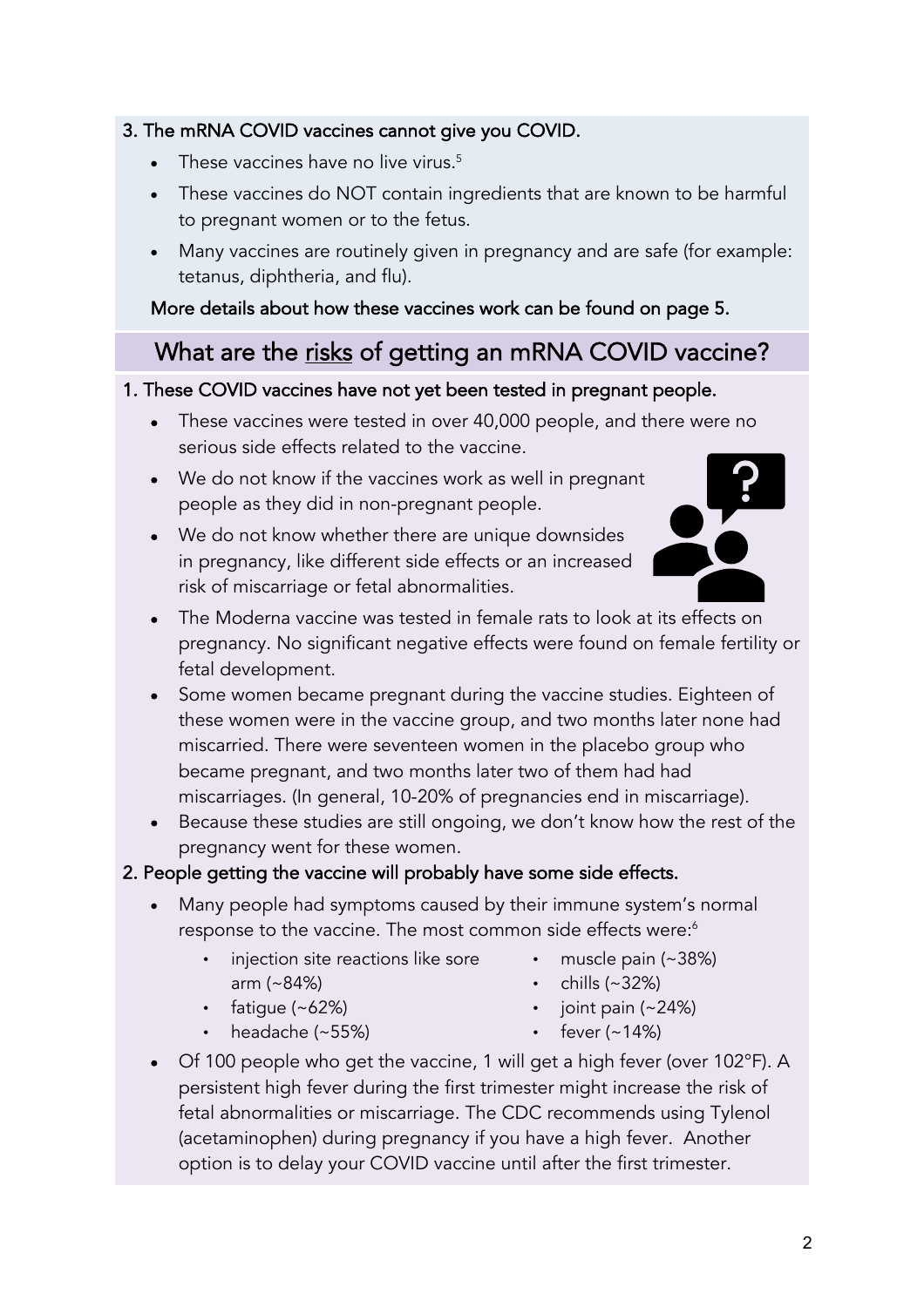**3. The mRNA COVID vaccines cannot give you COVID.**

- These vaccines have no live virus.[5]
- These vaccines do NOT contain ingredients that are known to be harmful to pregnant women or to the fetus.
- Many vaccines are routinely given in pregnancy and are safe (for example: tetanus, diphtheria, and flu).

More details about how these vaccines work can be found on page 5.

## What are the risks of getting an mRNA COVID vaccine?

**1. These COVID vaccines have not yet been tested in pregnant people.**

- These vaccines were tested in over 40,000 people, and there were no serious side effects related to the vaccine.
- We do not know if the vaccines work as well in pregnant people as they did in non-pregnant people.
- We do not know whether there are unique downsides in pregnancy, like different side effects or an increased risk of miscarriage or fetal abnormalities.
- The Moderna vaccine was tested in female rats to look at its effects on pregnancy. No significant negative effects were found on female fertility or fetal development.
- Some women became pregnant during the vaccine studies. Eighteen of these women were in the vaccine group, and two months later none had miscarried. There were seventeen women in the placebo group who became pregnant, and two months later two of them had had miscarriages. (In general, 10-20% of pregnancies end in miscarriage).
- Because these studies are still ongoing, we don't know how the rest of the pregnancy went for these women.

**2. People getting the vaccine will probably have some side effects.**

- Many people had symptoms caused by their immune system's normal response to the vaccine. The most common side effects were:[6]
  - injection site reactions like sore arm (~84%)
  - fatigue (~62%)
  - headache (~55%)
  - muscle pain (~38%)
  - chills (~32%)
  - joint pain (~24%)
  - fever (~14%)
- Of 100 people who get the vaccine, 1 will get a high fever (over 102°F). A persistent high fever during the first trimester might increase the risk of fetal abnormalities or miscarriage. The CDC recommends using Tylenol (acetaminophen) during pregnancy if you have a high fever. Another option is to delay your COVID vaccine until after the first trimester.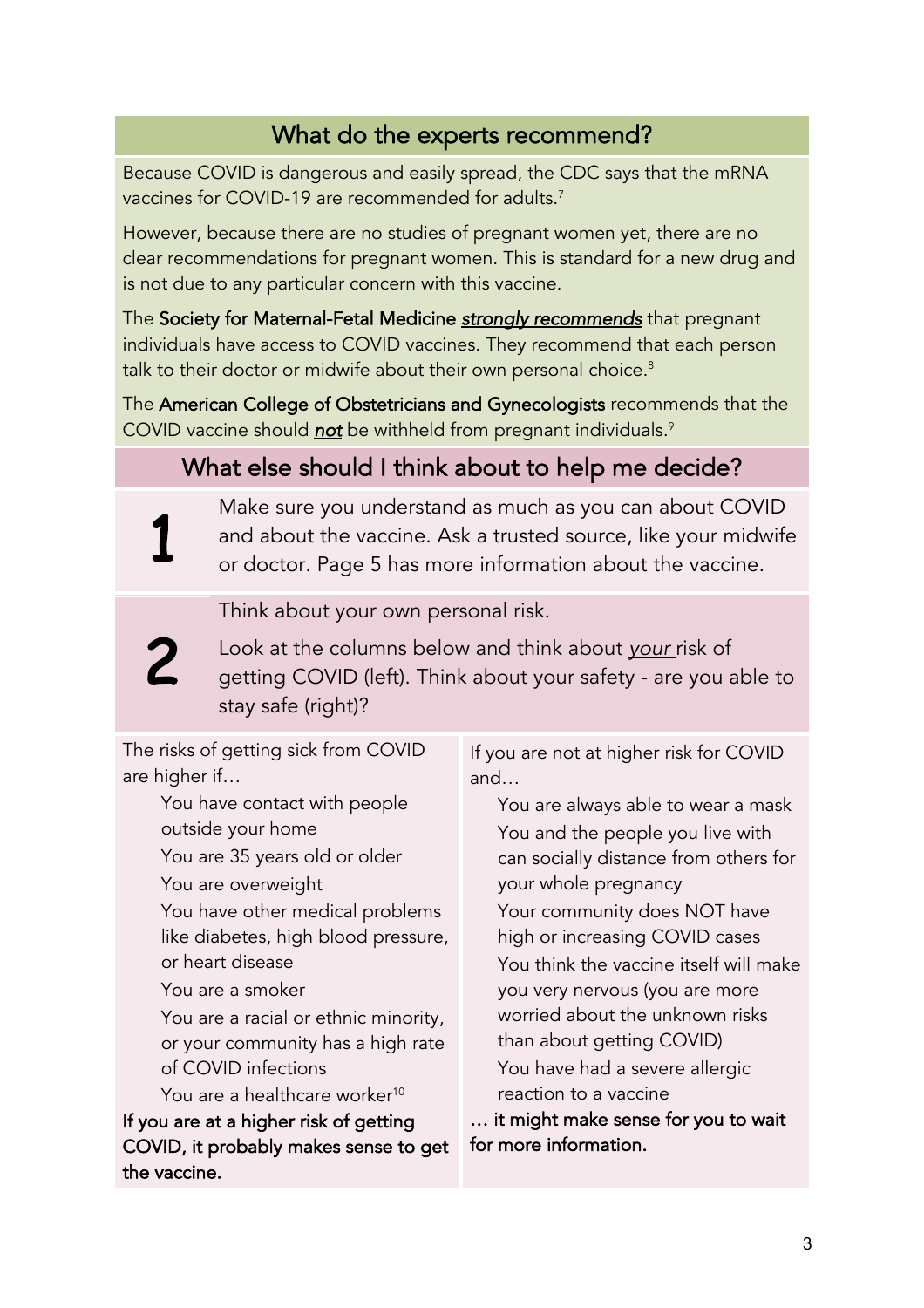## What do the experts recommend?

Because COVID is dangerous and easily spread, the CDC says that the mRNA vaccines for COVID-19 are recommended for adults.[7]

However, because there are no studies of pregnant women yet, there are no clear recommendations for pregnant women. This is standard for a new drug and is not due to any particular concern with this vaccine.

The **Society for Maternal-Fetal Medicine** ***strongly recommends*** that pregnant individuals have access to COVID vaccines. They recommend that each person talk to their doctor or midwife about their own personal choice.[8]

The **American College of Obstetricians and Gynecologists** recommends that the COVID vaccine should ***not*** be withheld from pregnant individuals.[9]

## What else should I think about to help me decide?

**1** Make sure you understand as much as you can about COVID and about the vaccine. Ask a trusted source, like your midwife or doctor. Page 5 has more information about the vaccine.

**2** Think about your own personal risk.

Look at the columns below and think about *your* risk of getting COVID (left). Think about your safety - are you able to stay safe (right)?

The risks of getting sick from COVID are higher if…

- You have contact with people outside your home
- You are 35 years old or older
- You are overweight
- You have other medical problems like diabetes, high blood pressure, or heart disease
- You are a smoker
- You are a racial or ethnic minority, or your community has a high rate of COVID infections
- You are a healthcare worker[10]

**If you are at a higher risk of getting COVID, it probably makes sense to get the vaccine.**

If you are not at higher risk for COVID and…

- You are always able to wear a mask
- You and the people you live with can socially distance from others for your whole pregnancy
- Your community does NOT have high or increasing COVID cases
- You think the vaccine itself will make you very nervous (you are more worried about the unknown risks than about getting COVID)
- You have had a severe allergic reaction to a vaccine

**… it might make sense for you to wait for more information.**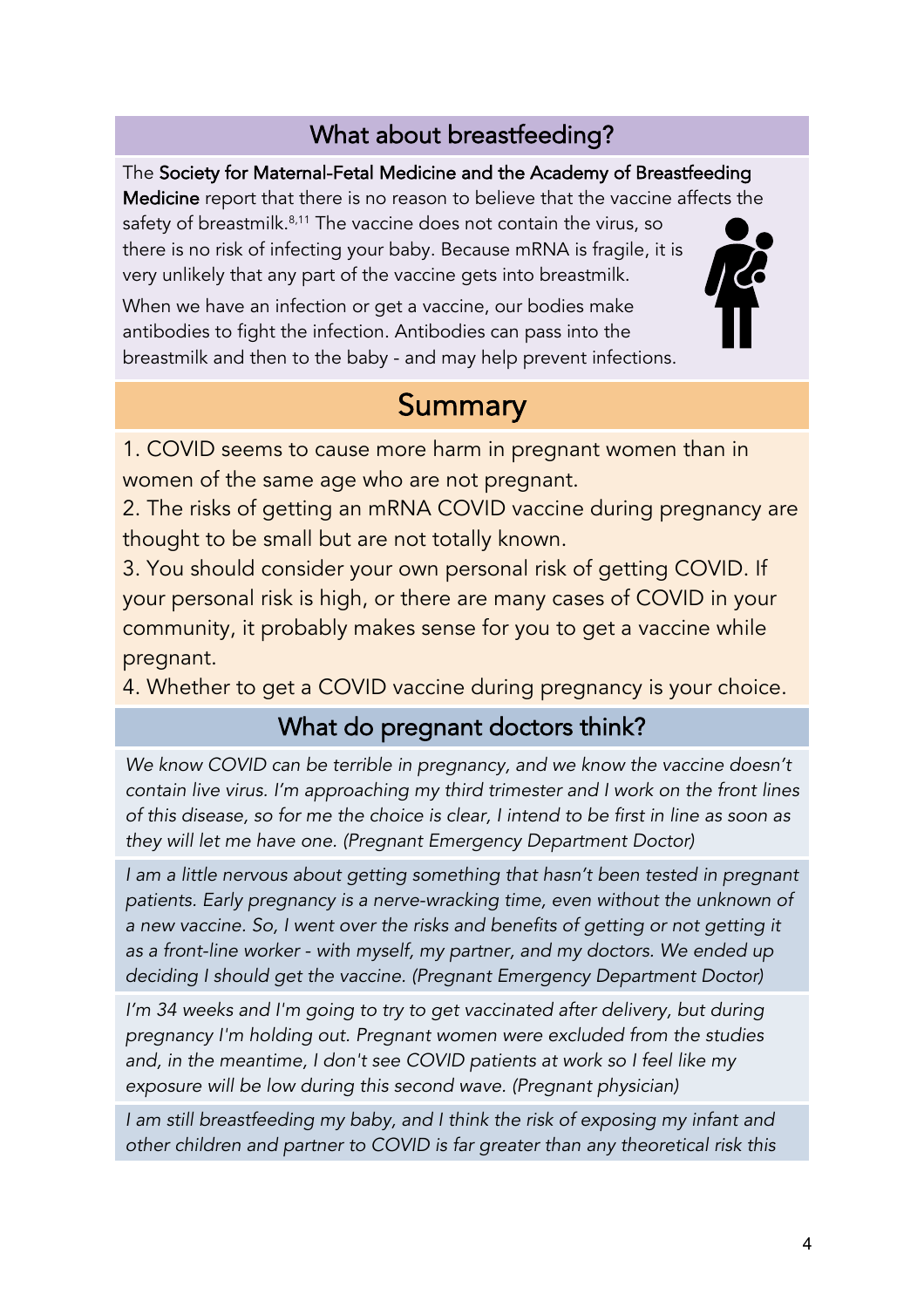## What about breastfeeding?

The **Society for Maternal-Fetal Medicine and the Academy of Breastfeeding Medicine** report that there is no reason to believe that the vaccine affects the safety of breastmilk.[8,11] The vaccine does not contain the virus, so there is no risk of infecting your baby. Because mRNA is fragile, it is very unlikely that any part of the vaccine gets into breastmilk.

When we have an infection or get a vaccine, our bodies make antibodies to fight the infection. Antibodies can pass into the breastmilk and then to the baby - and may help prevent infections.

## Summary

1. COVID seems to cause more harm in pregnant women than in women of the same age who are not pregnant.
2. The risks of getting an mRNA COVID vaccine during pregnancy are thought to be small but are not totally known.
3. You should consider your own personal risk of getting COVID. If your personal risk is high, or there are many cases of COVID in your community, it probably makes sense for you to get a vaccine while pregnant.
4. Whether to get a COVID vaccine during pregnancy is your choice.

## What do pregnant doctors think?

*We know COVID can be terrible in pregnancy, and we know the vaccine doesn't contain live virus. I'm approaching my third trimester and I work on the front lines of this disease, so for me the choice is clear, I intend to be first in line as soon as they will let me have one. (Pregnant Emergency Department Doctor)*

*I am a little nervous about getting something that hasn't been tested in pregnant patients. Early pregnancy is a nerve-wracking time, even without the unknown of a new vaccine. So, I went over the risks and benefits of getting or not getting it as a front-line worker - with myself, my partner, and my doctors. We ended up deciding I should get the vaccine. (Pregnant Emergency Department Doctor)*

*I'm 34 weeks and I'm going to try to get vaccinated after delivery, but during pregnancy I'm holding out. Pregnant women were excluded from the studies and, in the meantime, I don't see COVID patients at work so I feel like my exposure will be low during this second wave. (Pregnant physician)*

*I am still breastfeeding my baby, and I think the risk of exposing my infant and other children and partner to COVID is far greater than any theoretical risk this*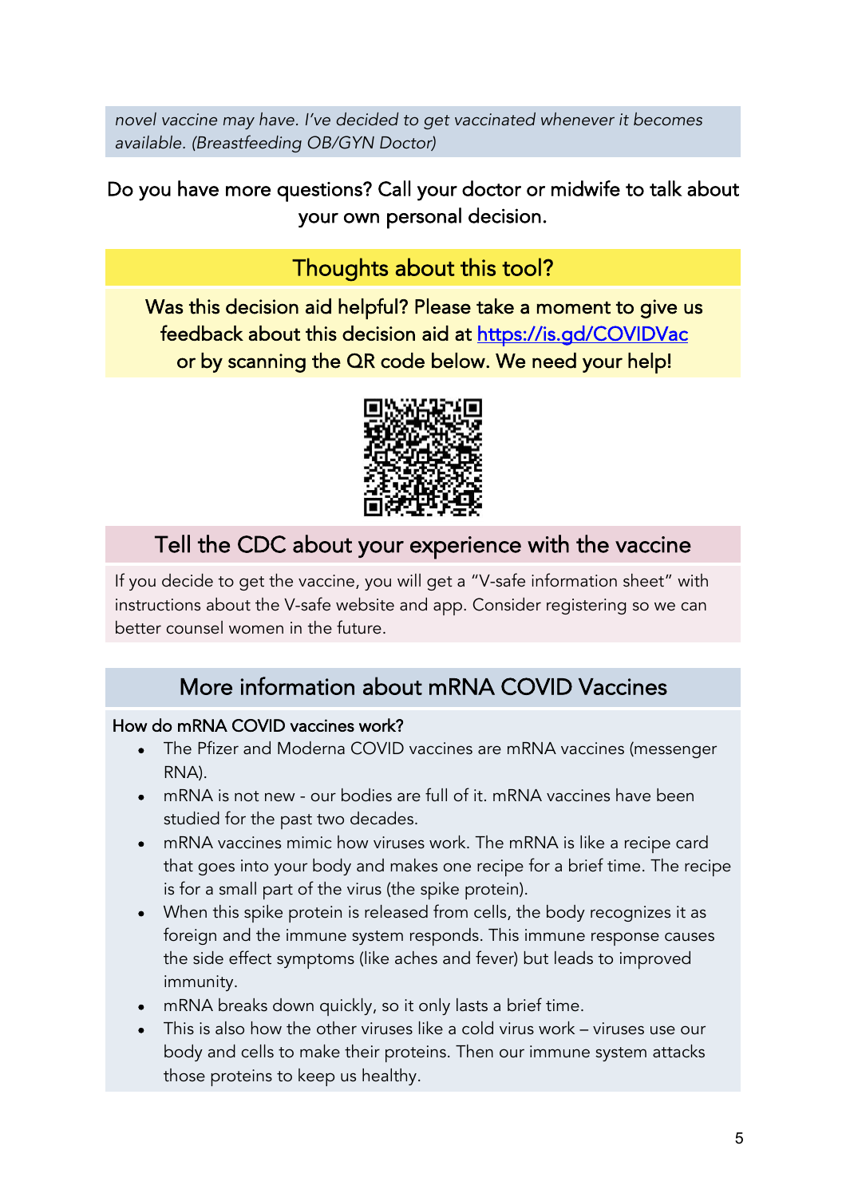*novel vaccine may have. I've decided to get vaccinated whenever it becomes available. (Breastfeeding OB/GYN Doctor)*

Do you have more questions? Call your doctor or midwife to talk about your own personal decision.

## Thoughts about this tool?

Was this decision aid helpful? Please take a moment to give us feedback about this decision aid at [https://is.gd/COVIDVac](https://is.gd/COVIDVac) or by scanning the QR code below. We need your help!

## Tell the CDC about your experience with the vaccine

If you decide to get the vaccine, you will get a "V-safe information sheet" with instructions about the V-safe website and app. Consider registering so we can better counsel women in the future.

## More information about mRNA COVID Vaccines

### How do mRNA COVID vaccines work?

- The Pfizer and Moderna COVID vaccines are mRNA vaccines (messenger RNA).
- mRNA is not new - our bodies are full of it. mRNA vaccines have been studied for the past two decades.
- mRNA vaccines mimic how viruses work. The mRNA is like a recipe card that goes into your body and makes one recipe for a brief time. The recipe is for a small part of the virus (the spike protein).
- When this spike protein is released from cells, the body recognizes it as foreign and the immune system responds. This immune response causes the side effect symptoms (like aches and fever) but leads to improved immunity.
- mRNA breaks down quickly, so it only lasts a brief time.
- This is also how the other viruses like a cold virus work – viruses use our body and cells to make their proteins. Then our immune system attacks those proteins to keep us healthy.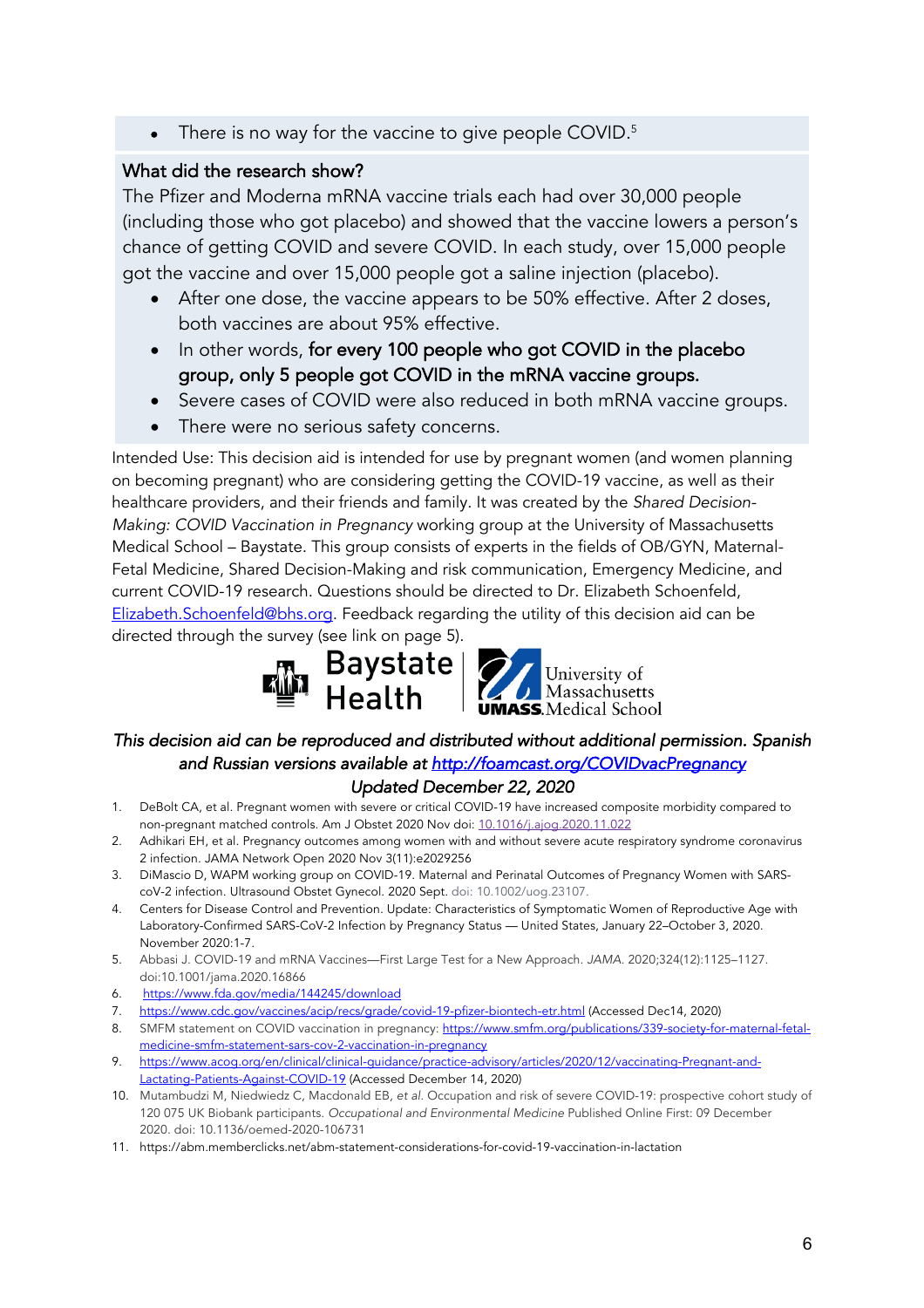- There is no way for the vaccine to give people COVID.[5]

### What did the research show?

The Pfizer and Moderna mRNA vaccine trials each had over 30,000 people (including those who got placebo) and showed that the vaccine lowers a person's chance of getting COVID and severe COVID. In each study, over 15,000 people got the vaccine and over 15,000 people got a saline injection (placebo).

- After one dose, the vaccine appears to be 50% effective. After 2 doses, both vaccines are about 95% effective.
- In other words, **for every 100 people who got COVID in the placebo group, only 5 people got COVID in the mRNA vaccine groups.**
- Severe cases of COVID were also reduced in both mRNA vaccine groups.
- There were no serious safety concerns.

Intended Use: This decision aid is intended for use by pregnant women (and women planning on becoming pregnant) who are considering getting the COVID-19 vaccine, as well as their healthcare providers, and their friends and family. It was created by the *Shared Decision-Making: COVID Vaccination in Pregnancy* working group at the University of Massachusetts Medical School – Baystate. This group consists of experts in the fields of OB/GYN, Maternal-Fetal Medicine, Shared Decision-Making and risk communication, Emergency Medicine, and current COVID-19 research. Questions should be directed to Dr. Elizabeth Schoenfeld, Elizabeth.Schoenfeld@bhs.org. Feedback regarding the utility of this decision aid can be directed through the survey (see link on page 5).

Baystate Health | University of Massachusetts UMASS Medical School

*This decision aid can be reproduced and distributed without additional permission. Spanish and Russian versions available at http://foamcast.org/COVIDvacPregnancy*

*Updated December 22, 2020*

1. DeBolt CA, et al. Pregnant women with severe or critical COVID-19 have increased composite morbidity compared to non-pregnant matched controls. Am J Obstet 2020 Nov doi: 10.1016/j.ajog.2020.11.022
2. Adhikari EH, et al. Pregnancy outcomes among women with and without severe acute respiratory syndrome coronavirus 2 infection. JAMA Network Open 2020 Nov 3(11):e2029256
3. DiMascio D, WAPM working group on COVID-19. Maternal and Perinatal Outcomes of Pregnancy Women with SARS-coV-2 infection. Ultrasound Obstet Gynecol. 2020 Sept. doi: 10.1002/uog.23107.
4. Centers for Disease Control and Prevention. Update: Characteristics of Symptomatic Women of Reproductive Age with Laboratory-Confirmed SARS-CoV-2 Infection by Pregnancy Status — United States, January 22–October 3, 2020. November 2020:1-7.
5. Abbasi J. COVID-19 and mRNA Vaccines—First Large Test for a New Approach. *JAMA.* 2020;324(12):1125–1127. doi:10.1001/jama.2020.16866
6. https://www.fda.gov/media/144245/download
7. https://www.cdc.gov/vaccines/acip/recs/grade/covid-19-pfizer-biontech-etr.html (Accessed Dec14, 2020)
8. SMFM statement on COVID vaccination in pregnancy: https://www.smfm.org/publications/339-society-for-maternal-fetal-medicine-smfm-statement-sars-cov-2-vaccination-in-pregnancy
9. https://www.acog.org/en/clinical/clinical-guidance/practice-advisory/articles/2020/12/vaccinating-Pregnant-and-Lactating-Patients-Against-COVID-19 (Accessed December 14, 2020)
10. Mutambudzi M, Niedwiedz C, Macdonald EB, *et al.* Occupation and risk of severe COVID-19: prospective cohort study of 120 075 UK Biobank participants. *Occupational and Environmental Medicine* Published Online First: 09 December 2020. doi: 10.1136/oemed-2020-106731
11. https://abm.memberclicks.net/abm-statement-considerations-for-covid-19-vaccination-in-lactation